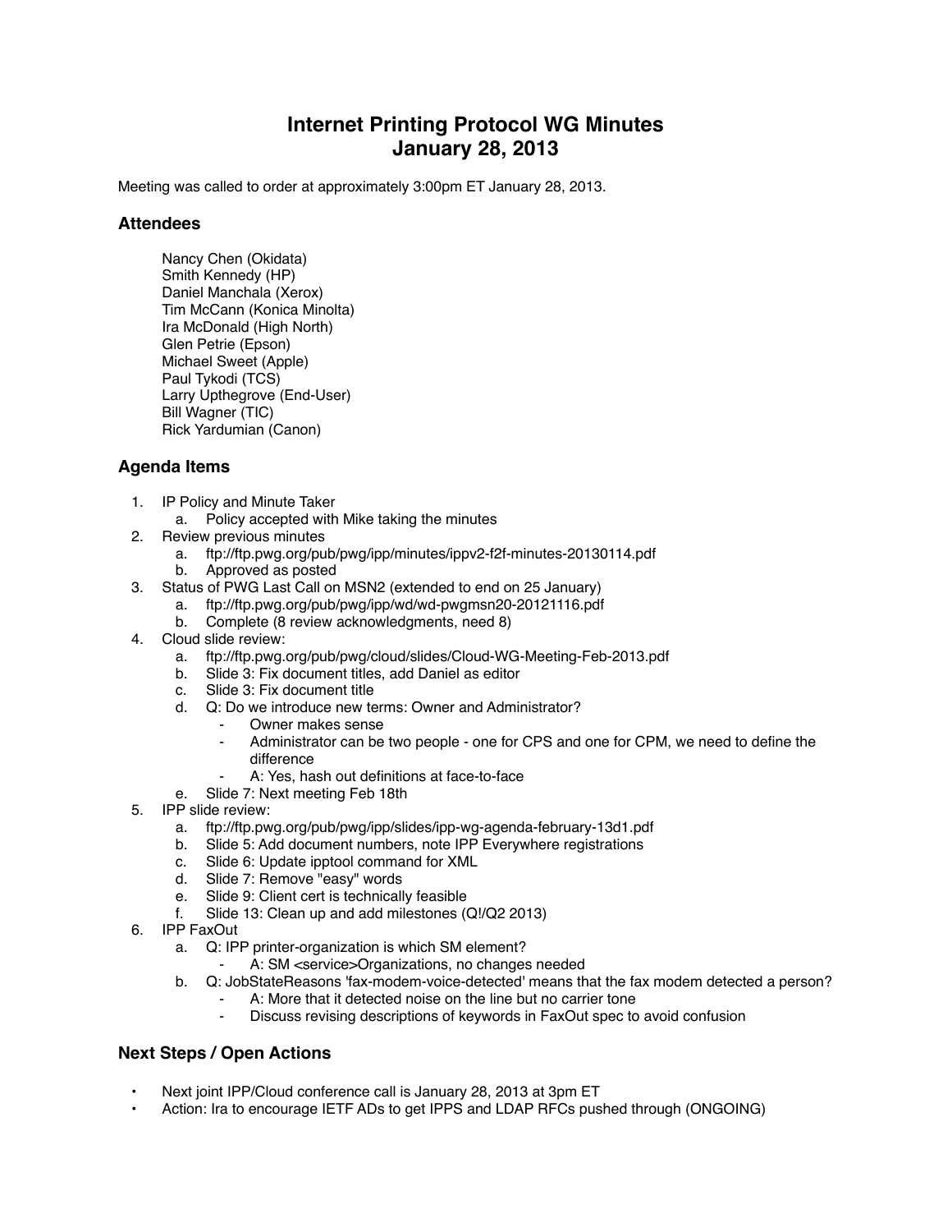# Internet Printing Protocol WG Minutes
# January 28, 2013

Meeting was called to order at approximately 3:00pm ET January 28, 2013.

## Attendees

Nancy Chen (Okidata)
Smith Kennedy (HP)
Daniel Manchala (Xerox)
Tim McCann (Konica Minolta)
Ira McDonald (High North)
Glen Petrie (Epson)
Michael Sweet (Apple)
Paul Tykodi (TCS)
Larry Upthegrove (End-User)
Bill Wagner (TIC)
Rick Yardumian (Canon)

## Agenda Items

1. IP Policy and Minute Taker
   a. Policy accepted with Mike taking the minutes
2. Review previous minutes
   a. ftp://ftp.pwg.org/pub/pwg/ipp/minutes/ippv2-f2f-minutes-20130114.pdf
   b. Approved as posted
3. Status of PWG Last Call on MSN2 (extended to end on 25 January)
   a. ftp://ftp.pwg.org/pub/pwg/ipp/wd/wd-pwgmsn20-20121116.pdf
   b. Complete (8 review acknowledgments, need 8)
4. Cloud slide review:
   a. ftp://ftp.pwg.org/pub/pwg/cloud/slides/Cloud-WG-Meeting-Feb-2013.pdf
   b. Slide 3: Fix document titles, add Daniel as editor
   c. Slide 3: Fix document title
   d. Q: Do we introduce new terms: Owner and Administrator?
      - Owner makes sense
      - Administrator can be two people - one for CPS and one for CPM, we need to define the difference
      - A: Yes, hash out definitions at face-to-face
   e. Slide 7: Next meeting Feb 18th
5. IPP slide review:
   a. ftp://ftp.pwg.org/pub/pwg/ipp/slides/ipp-wg-agenda-february-13d1.pdf
   b. Slide 5: Add document numbers, note IPP Everywhere registrations
   c. Slide 6: Update ipptool command for XML
   d. Slide 7: Remove "easy" words
   e. Slide 9: Client cert is technically feasible
   f. Slide 13: Clean up and add milestones (Q!/Q2 2013)
6. IPP FaxOut
   a. Q: IPP printer-organization is which SM element?
      - A: SM <service>Organizations, no changes needed
   b. Q: JobStateReasons 'fax-modem-voice-detected' means that the fax modem detected a person?
      - A: More that it detected noise on the line but no carrier tone
      - Discuss revising descriptions of keywords in FaxOut spec to avoid confusion

## Next Steps / Open Actions

- Next joint IPP/Cloud conference call is January 28, 2013 at 3pm ET
- Action: Ira to encourage IETF ADs to get IPPS and LDAP RFCs pushed through (ONGOING)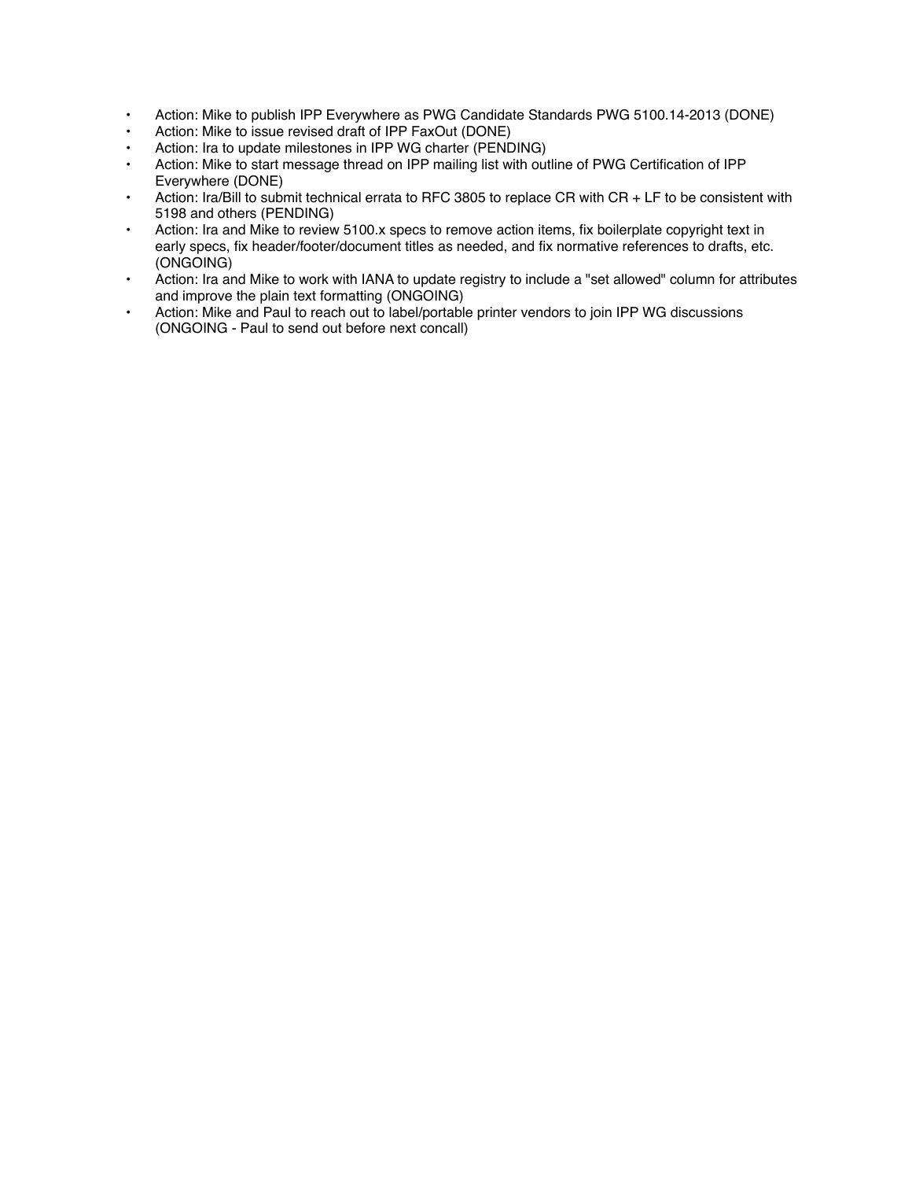- Action: Mike to publish IPP Everywhere as PWG Candidate Standards PWG 5100.14-2013 (DONE)
- Action: Mike to issue revised draft of IPP FaxOut (DONE)
- Action: Ira to update milestones in IPP WG charter (PENDING)
- Action: Mike to start message thread on IPP mailing list with outline of PWG Certification of IPP Everywhere (DONE)
- Action: Ira/Bill to submit technical errata to RFC 3805 to replace CR with CR + LF to be consistent with 5198 and others (PENDING)
- Action: Ira and Mike to review 5100.x specs to remove action items, fix boilerplate copyright text in early specs, fix header/footer/document titles as needed, and fix normative references to drafts, etc. (ONGOING)
- Action: Ira and Mike to work with IANA to update registry to include a "set allowed" column for attributes and improve the plain text formatting (ONGOING)
- Action: Mike and Paul to reach out to label/portable printer vendors to join IPP WG discussions (ONGOING - Paul to send out before next concall)